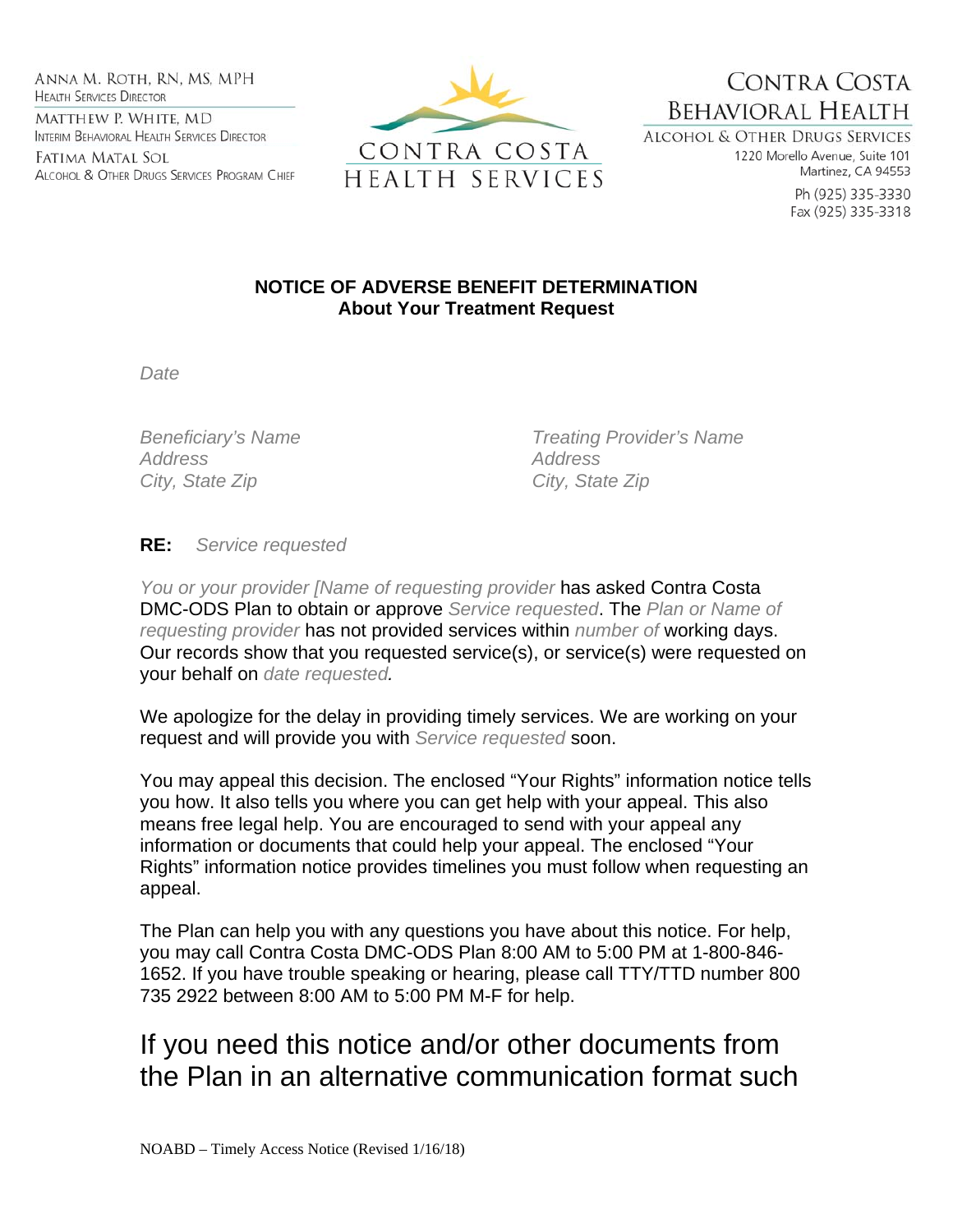ANNA M. ROTH, RN, MS, MPH
HEALTH SERVICES DIRECTOR

MATTHEW P. WHITE, MD
INTERIM BEHAVIORAL HEALTH SERVICES DIRECTOR

FATIMA MATAL SOL
ALCOHOL & OTHER DRUGS SERVICES PROGRAM CHIEF

CONTRA COSTA
HEALTH SERVICES

CONTRA COSTA
BEHAVIORAL HEALTH
ALCOHOL & OTHER DRUGS SERVICES
1220 Morello Avenue, Suite 101
Martinez, CA 94553
Ph (925) 335-3330
Fax (925) 335-3318

**NOTICE OF ADVERSE BENEFIT DETERMINATION**
**About Your Treatment Request**

*Date*

*Beneficiary's Name*
*Address*
*City, State Zip*

*Treating Provider's Name*
*Address*
*City, State Zip*

**RE:** *Service requested*

*You or your provider [Name of requesting provider* has asked Contra Costa DMC-ODS Plan to obtain or approve *Service requested*. The *Plan or Name of requesting provider* has not provided services within *number of* working days. Our records show that you requested service(s), or service(s) were requested on your behalf on *date requested.*

We apologize for the delay in providing timely services. We are working on your request and will provide you with *Service requested* soon.

You may appeal this decision. The enclosed "Your Rights" information notice tells you how. It also tells you where you can get help with your appeal. This also means free legal help. You are encouraged to send with your appeal any information or documents that could help your appeal. The enclosed "Your Rights" information notice provides timelines you must follow when requesting an appeal.

The Plan can help you with any questions you have about this notice. For help, you may call Contra Costa DMC-ODS Plan 8:00 AM to 5:00 PM at 1-800-846-1652. If you have trouble speaking or hearing, please call TTY/TTD number 800 735 2922 between 8:00 AM to 5:00 PM M-F for help.

If you need this notice and/or other documents from the Plan in an alternative communication format such

NOABD – Timely Access Notice (Revised 1/16/18)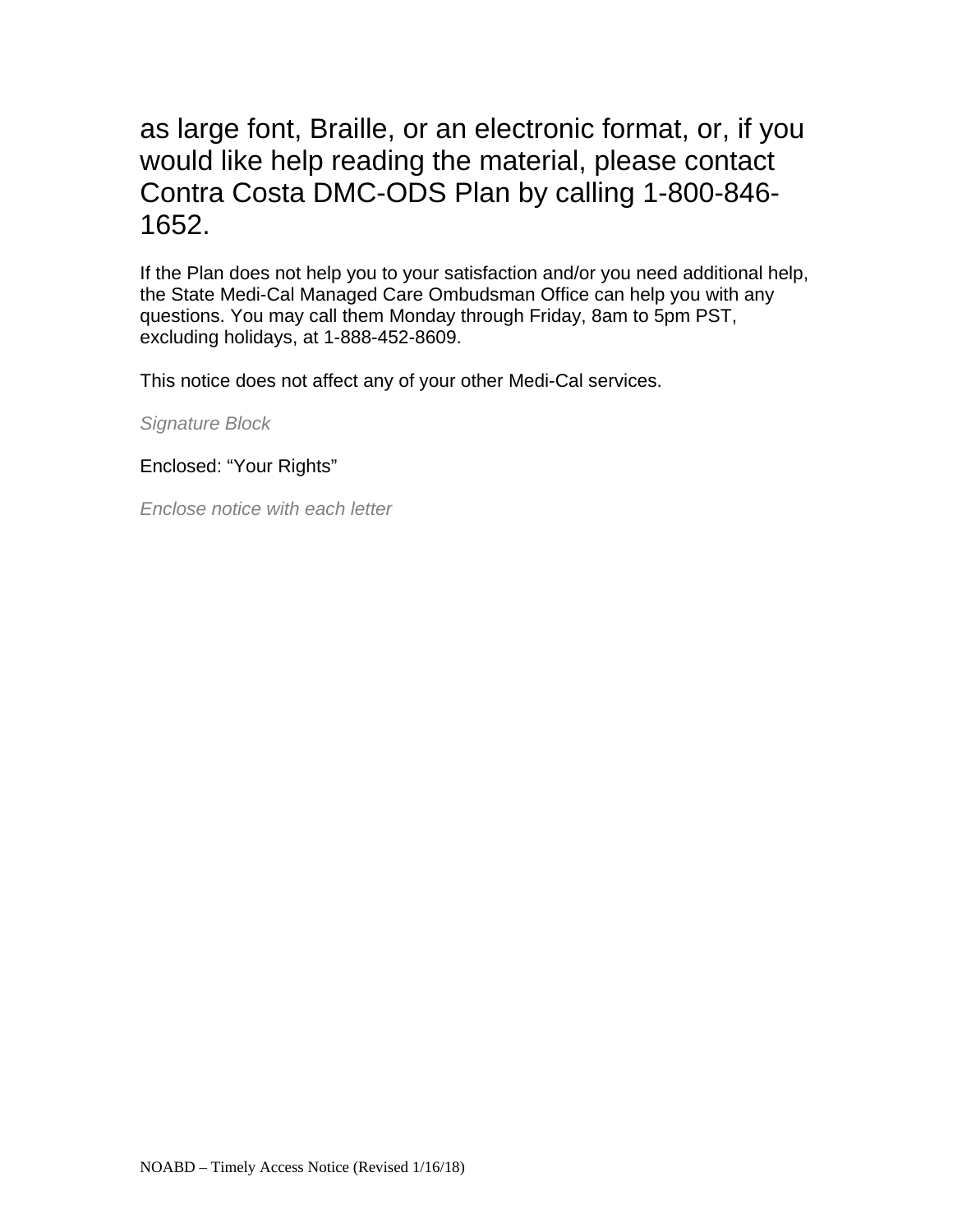as large font, Braille, or an electronic format, or, if you would like help reading the material, please contact Contra Costa DMC-ODS Plan by calling 1-800-846-1652.

If the Plan does not help you to your satisfaction and/or you need additional help, the State Medi-Cal Managed Care Ombudsman Office can help you with any questions. You may call them Monday through Friday, 8am to 5pm PST, excluding holidays, at 1-888-452-8609.

This notice does not affect any of your other Medi-Cal services.

*Signature Block*

Enclosed: “Your Rights”

*Enclose notice with each letter*